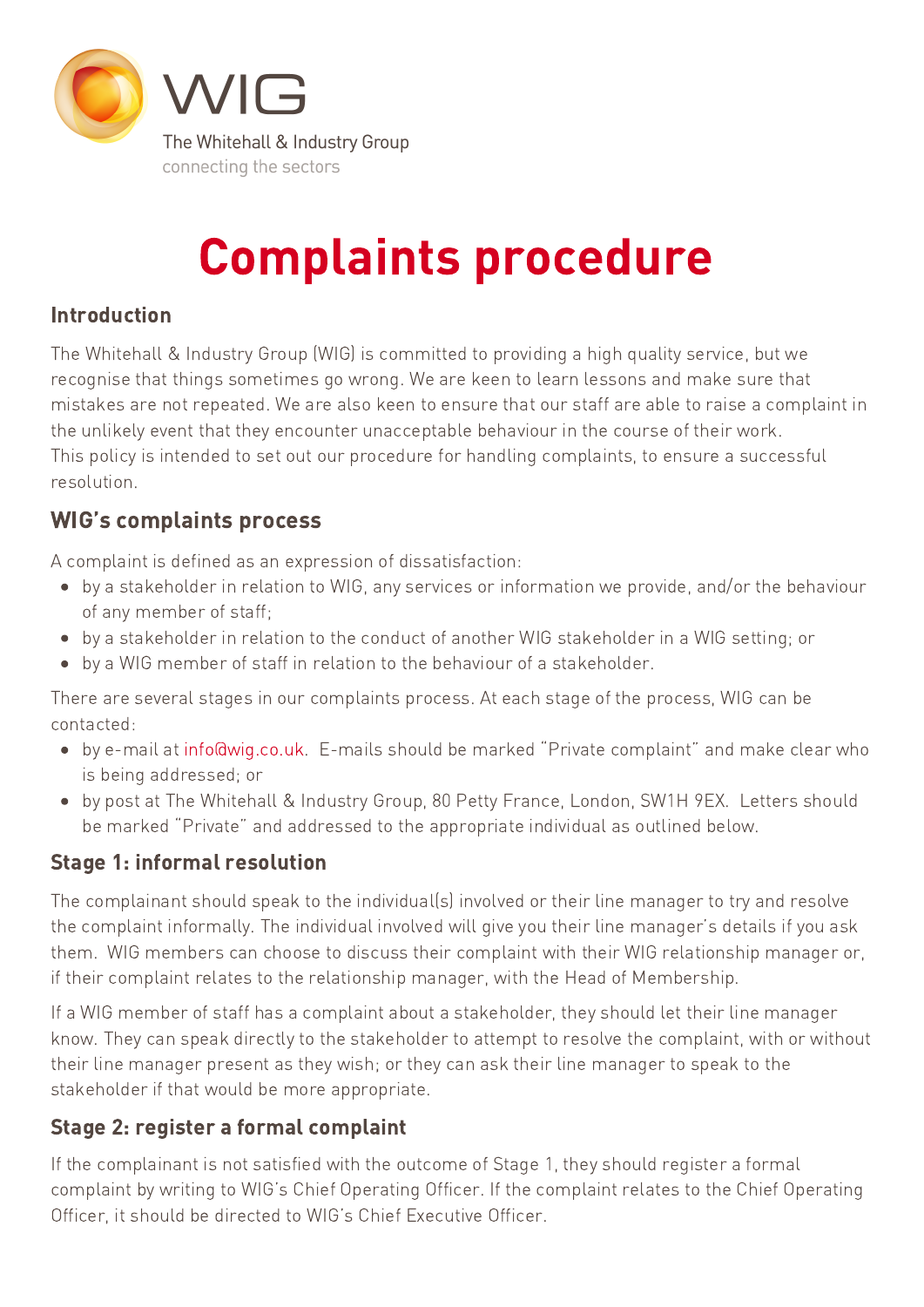WIG

The Whitehall & Industry Group

connecting the sectors

# Complaints procedure

## Introduction

The Whitehall & Industry Group (WIG) is committed to providing a high quality service, but we recognise that things sometimes go wrong. We are keen to learn lessons and make sure that mistakes are not repeated. We are also keen to ensure that our staff are able to raise a complaint in the unlikely event that they encounter unacceptable behaviour in the course of their work.
This policy is intended to set out our procedure for handling complaints, to ensure a successful resolution.

## WIG's complaints process

A complaint is defined as an expression of dissatisfaction:

- by a stakeholder in relation to WIG, any services or information we provide, and/or the behaviour of any member of staff;
- by a stakeholder in relation to the conduct of another WIG stakeholder in a WIG setting; or
- by a WIG member of staff in relation to the behaviour of a stakeholder.

There are several stages in our complaints process. At each stage of the process, WIG can be contacted:

- by e-mail at info@wig.co.uk. E-mails should be marked "Private complaint" and make clear who is being addressed; or
- by post at The Whitehall & Industry Group, 80 Petty France, London, SW1H 9EX. Letters should be marked "Private" and addressed to the appropriate individual as outlined below.

## Stage 1: informal resolution

The complainant should speak to the individual(s) involved or their line manager to try and resolve the complaint informally. The individual involved will give you their line manager's details if you ask them. WIG members can choose to discuss their complaint with their WIG relationship manager or, if their complaint relates to the relationship manager, with the Head of Membership.

If a WIG member of staff has a complaint about a stakeholder, they should let their line manager know. They can speak directly to the stakeholder to attempt to resolve the complaint, with or without their line manager present as they wish; or they can ask their line manager to speak to the stakeholder if that would be more appropriate.

## Stage 2: register a formal complaint

If the complainant is not satisfied with the outcome of Stage 1, they should register a formal complaint by writing to WIG's Chief Operating Officer. If the complaint relates to the Chief Operating Officer, it should be directed to WIG's Chief Executive Officer.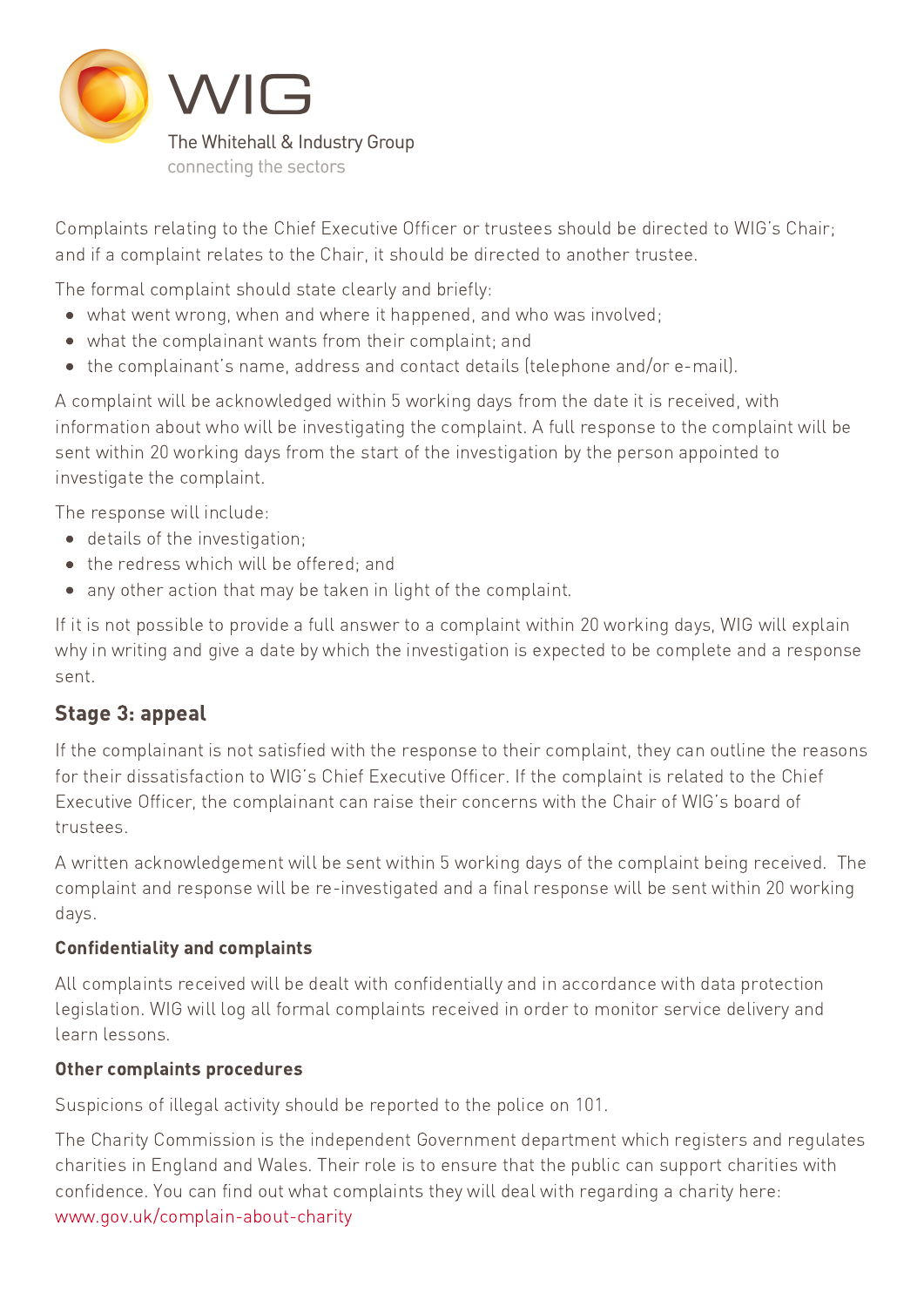Complaints relating to the Chief Executive Officer or trustees should be directed to WIG's Chair; and if a complaint relates to the Chair, it should be directed to another trustee.

The formal complaint should state clearly and briefly:

- what went wrong, when and where it happened, and who was involved;
- what the complainant wants from their complaint; and
- the complainant's name, address and contact details (telephone and/or e-mail).

A complaint will be acknowledged within 5 working days from the date it is received, with information about who will be investigating the complaint. A full response to the complaint will be sent within 20 working days from the start of the investigation by the person appointed to investigate the complaint.

The response will include:

- details of the investigation;
- the redress which will be offered; and
- any other action that may be taken in light of the complaint.

If it is not possible to provide a full answer to a complaint within 20 working days, WIG will explain why in writing and give a date by which the investigation is expected to be complete and a response sent.

## Stage 3: appeal

If the complainant is not satisfied with the response to their complaint, they can outline the reasons for their dissatisfaction to WIG's Chief Executive Officer. If the complaint is related to the Chief Executive Officer, the complainant can raise their concerns with the Chair of WIG's board of trustees.

A written acknowledgement will be sent within 5 working days of the complaint being received. The complaint and response will be re-investigated and a final response will be sent within 20 working days.

### Confidentiality and complaints

All complaints received will be dealt with confidentially and in accordance with data protection legislation. WIG will log all formal complaints received in order to monitor service delivery and learn lessons.

### Other complaints procedures

Suspicions of illegal activity should be reported to the police on 101.

The Charity Commission is the independent Government department which registers and regulates charities in England and Wales. Their role is to ensure that the public can support charities with confidence. You can find out what complaints they will deal with regarding a charity here: www.gov.uk/complain-about-charity